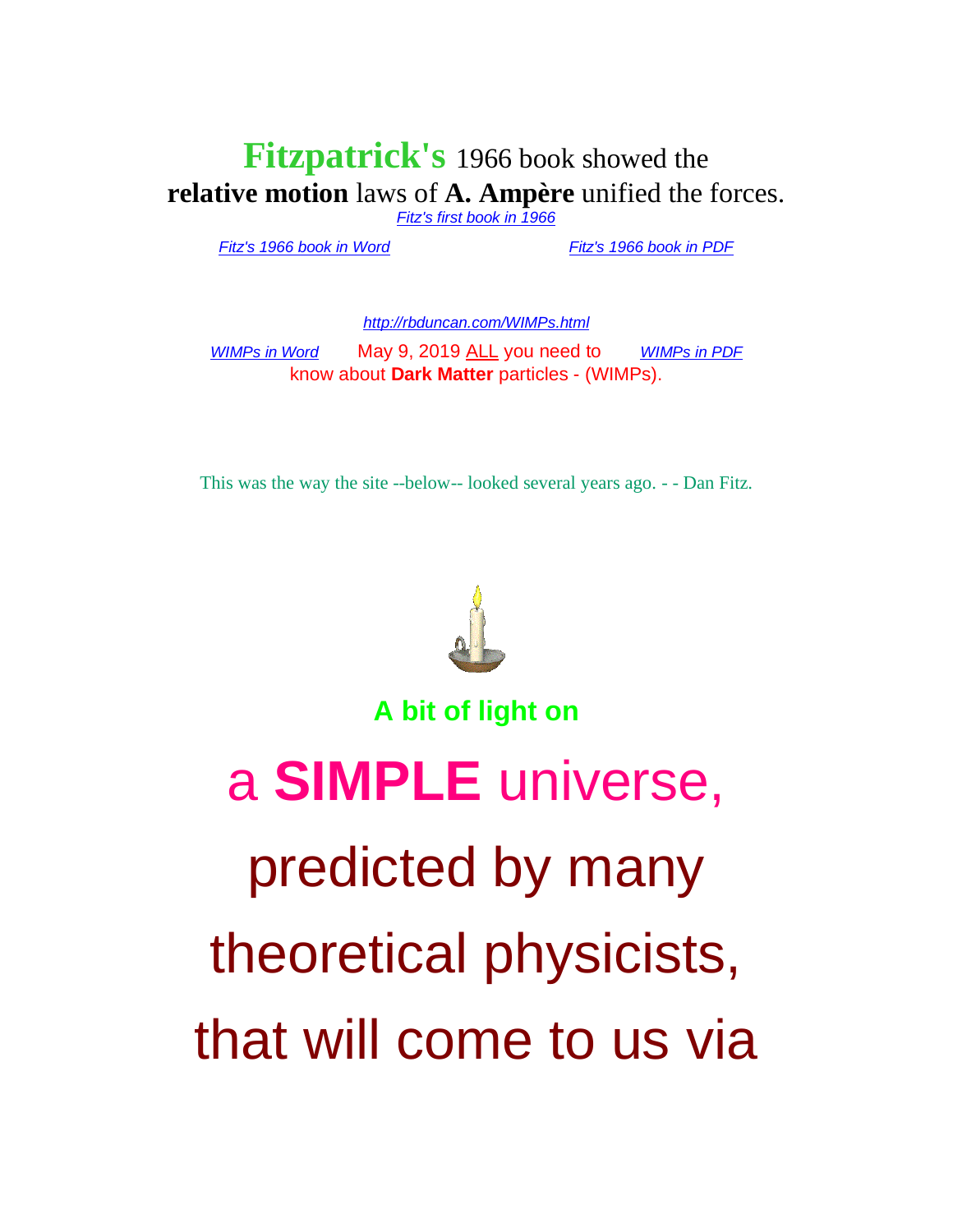# **Fitzpatrick's** 1966 book showed the **relative motion** laws of **A. Ampère** unified the forces.

*Fitz's first book in 1966*

*Fitz's 1966 book in Word* *Fitz's 1966 book in PDF*

*http://rbduncan.com/WIMPs.html*

*WIMPs in Word* May 9, 2019 ALL you need to know about **Dark Matter** particles - (WIMPs). *WIMPs in PDF*

This was the way the site --below-- looked several years ago. - - Dan Fitz.

**A bit of light on**

# a **SIMPLE** universe,

# predicted by many

# theoretical physicists,

# that will come to us via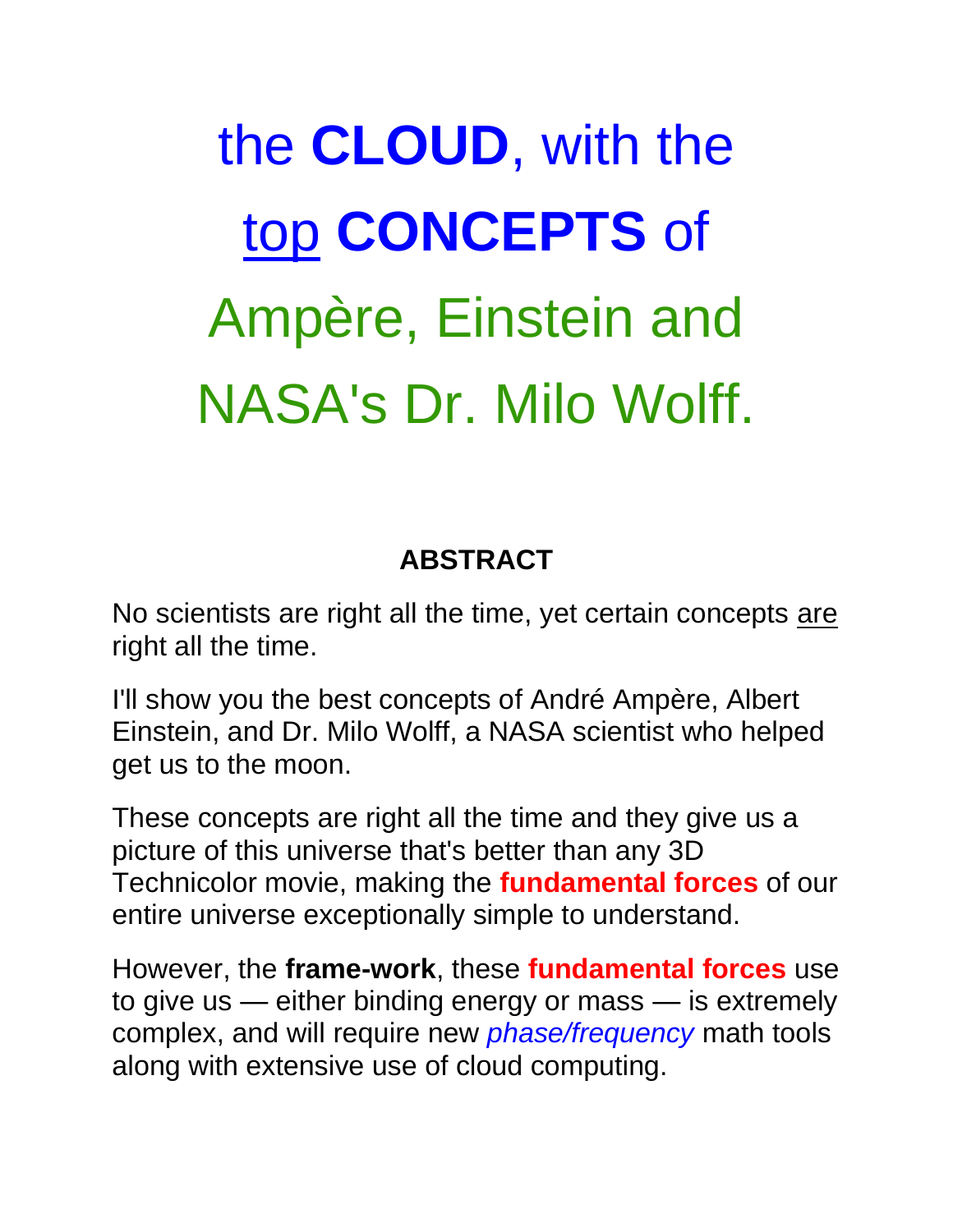# the **CLOUD**, with the <u>top</u> **CONCEPTS** of Ampère, Einstein and NASA's Dr. Milo Wolff.

## ABSTRACT

No scientists are right all the time, yet certain concepts <u>are</u> right all the time.

I'll show you the best concepts of André Ampère, Albert Einstein, and Dr. Milo Wolff, a NASA scientist who helped get us to the moon.

These concepts are right all the time and they give us a picture of this universe that's better than any 3D Technicolor movie, making the **fundamental forces** of our entire universe exceptionally simple to understand.

However, the **frame-work**, these **fundamental forces** use to give us — either binding energy or mass — is extremely complex, and will require new *phase/frequency* math tools along with extensive use of cloud computing.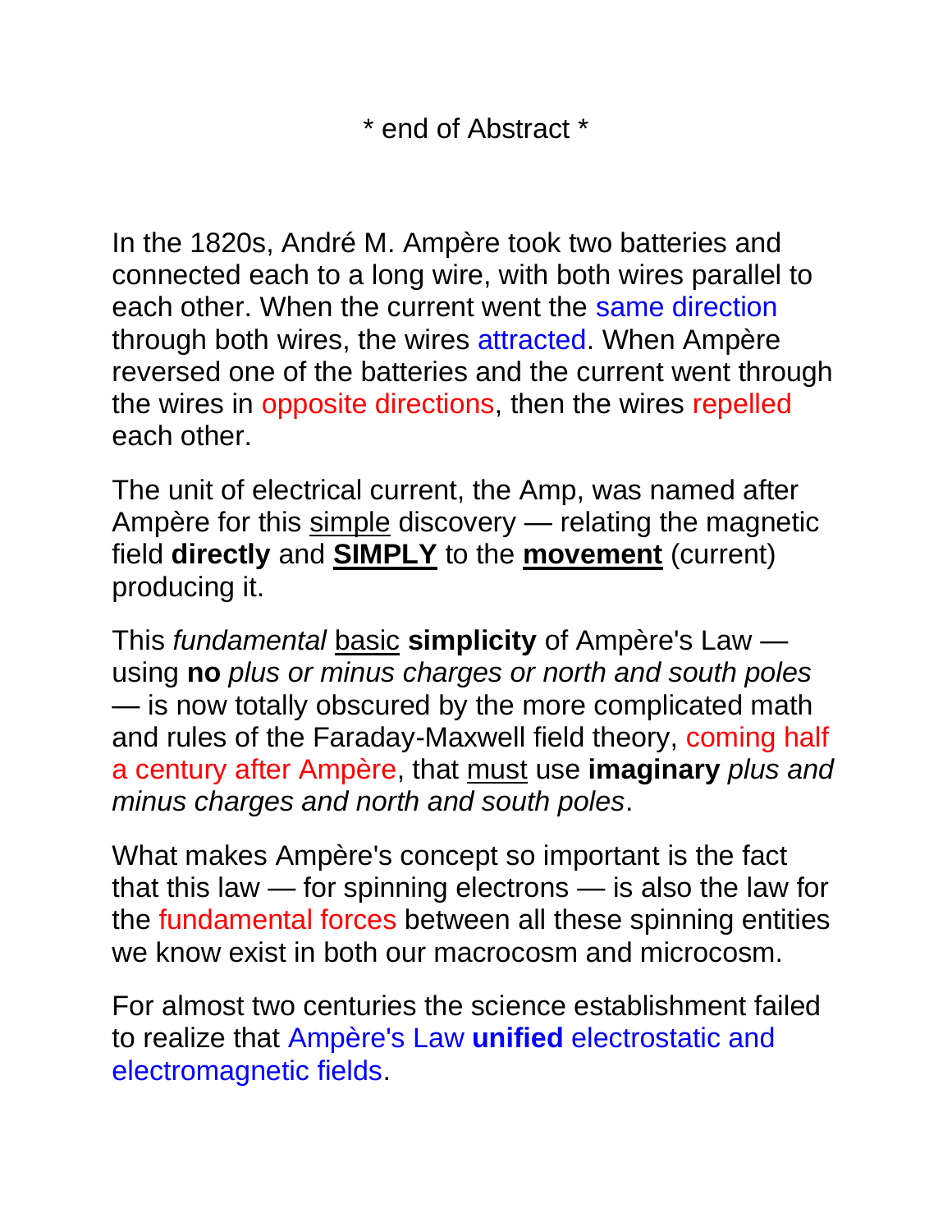\* end of Abstract \*

In the 1820s, André M. Ampère took two batteries and connected each to a long wire, with both wires parallel to each other. When the current went the same direction through both wires, the wires attracted. When Ampère reversed one of the batteries and the current went through the wires in opposite directions, then the wires repelled each other.

The unit of electrical current, the Amp, was named after Ampère for this <u>simple</u> discovery — relating the magnetic field **directly** and <u>**SIMPLY**</u> to the <u>**movement**</u> (current) producing it.

This *fundamental* <u>basic</u> **simplicity** of Ampère's Law — using **no** *plus or minus charges or north and south poles* — is now totally obscured by the more complicated math and rules of the Faraday-Maxwell field theory, coming half a century after Ampère, that <u>must</u> use **imaginary** *plus and minus charges and north and south poles*.

What makes Ampère's concept so important is the fact that this law — for spinning electrons — is also the law for the fundamental forces between all these spinning entities we know exist in both our macrocosm and microcosm.

For almost two centuries the science establishment failed to realize that Ampère's Law **unified** electrostatic and electromagnetic fields.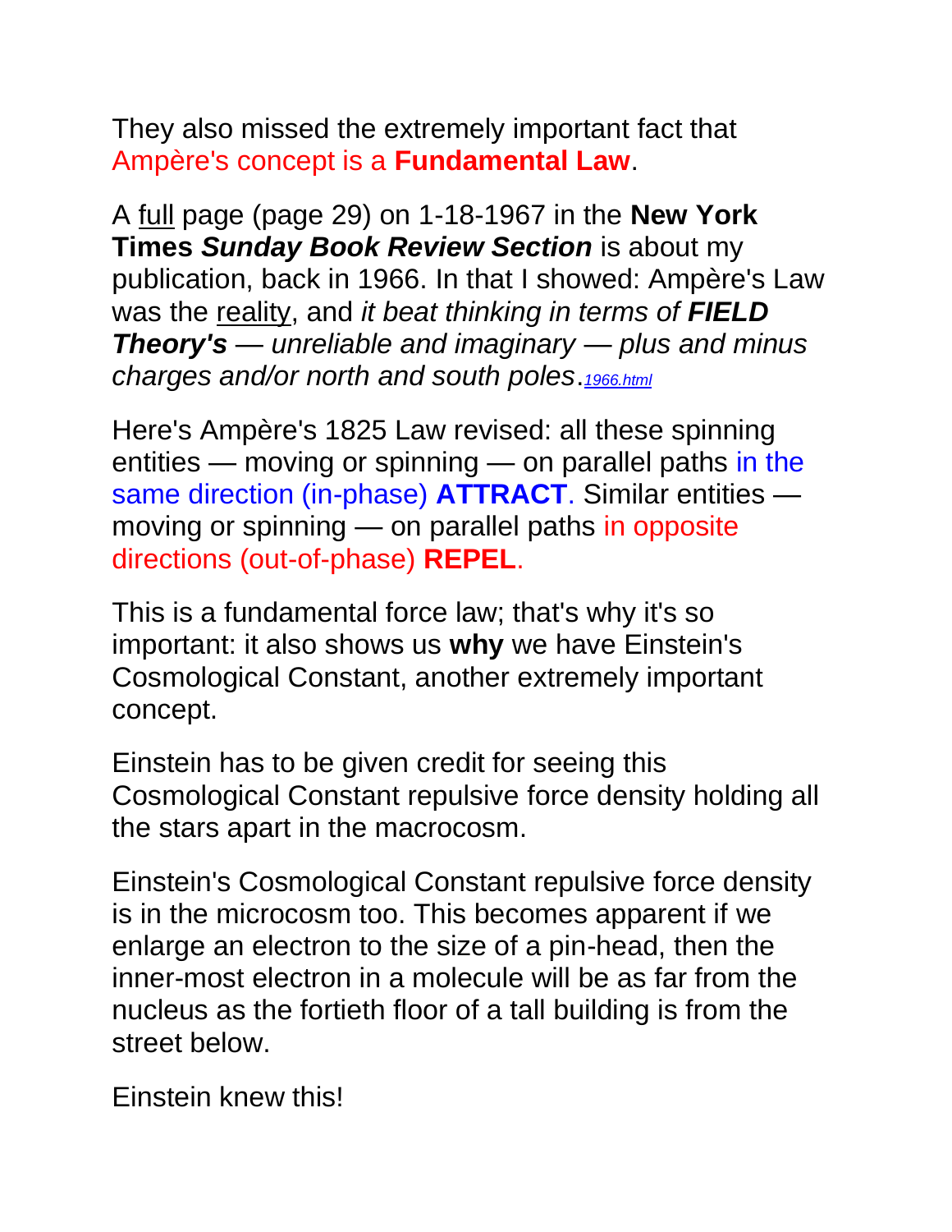They also missed the extremely important fact that Ampère's concept is a **Fundamental Law**.

A <u>full</u> page (page 29) on 1-18-1967 in the **New York Times *Sunday Book Review Section*** is about my publication, back in 1966. In that I showed: Ampère's Law was the <u>reality</u>, and *it beat thinking in terms of **FIELD Theory's** — unreliable and imaginary — plus and minus charges and/or north and south poles*.*1966.html*

Here's Ampère's 1825 Law revised: all these spinning entities — moving or spinning — on parallel paths in the same direction (in-phase) **ATTRACT**. Similar entities — moving or spinning — on parallel paths in opposite directions (out-of-phase) **REPEL**.

This is a fundamental force law; that's why it's so important: it also shows us **why** we have Einstein's Cosmological Constant, another extremely important concept.

Einstein has to be given credit for seeing this Cosmological Constant repulsive force density holding all the stars apart in the macrocosm.

Einstein's Cosmological Constant repulsive force density is in the microcosm too. This becomes apparent if we enlarge an electron to the size of a pin-head, then the inner-most electron in a molecule will be as far from the nucleus as the fortieth floor of a tall building is from the street below.

Einstein knew this!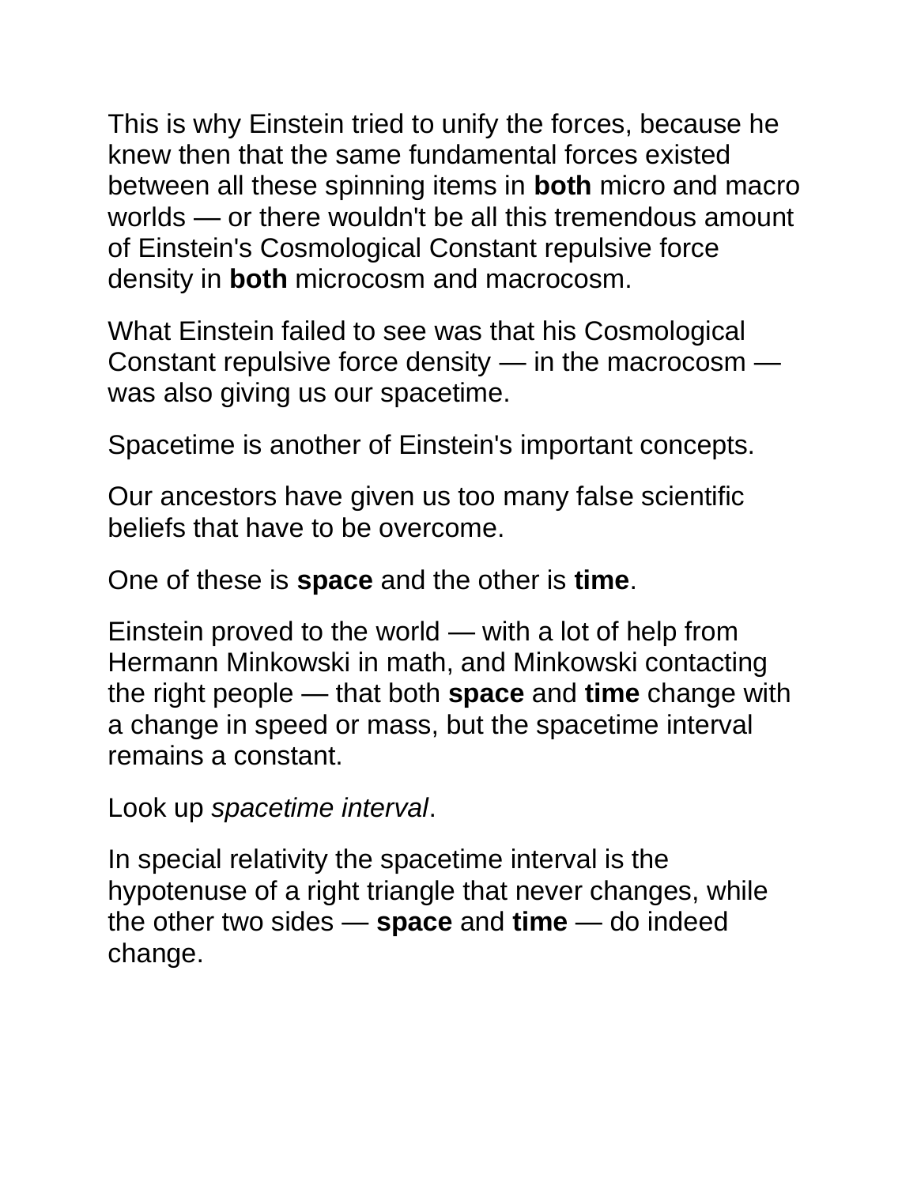This is why Einstein tried to unify the forces, because he knew then that the same fundamental forces existed between all these spinning items in **both** micro and macro worlds — or there wouldn't be all this tremendous amount of Einstein's Cosmological Constant repulsive force density in **both** microcosm and macrocosm.

What Einstein failed to see was that his Cosmological Constant repulsive force density — in the macrocosm — was also giving us our spacetime.

Spacetime is another of Einstein's important concepts.

Our ancestors have given us too many false scientific beliefs that have to be overcome.

One of these is **space** and the other is **time**.

Einstein proved to the world — with a lot of help from Hermann Minkowski in math, and Minkowski contacting the right people — that both **space** and **time** change with a change in speed or mass, but the spacetime interval remains a constant.

Look up *spacetime interval*.

In special relativity the spacetime interval is the hypotenuse of a right triangle that never changes, while the other two sides — **space** and **time** — do indeed change.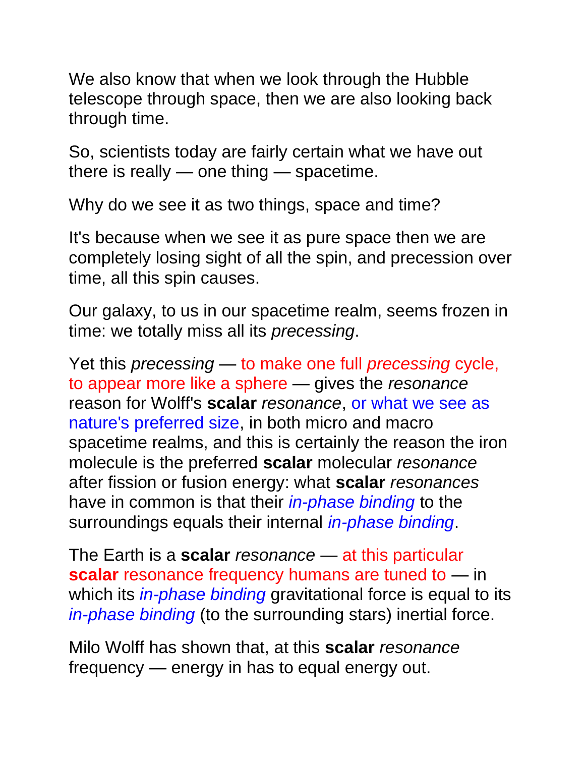We also know that when we look through the Hubble telescope through space, then we are also looking back through time.

So, scientists today are fairly certain what we have out there is really — one thing — spacetime.

Why do we see it as two things, space and time?

It's because when we see it as pure space then we are completely losing sight of all the spin, and precession over time, all this spin causes.

Our galaxy, to us in our spacetime realm, seems frozen in time: we totally miss all its *precessing*.

Yet this *precessing* — to make one full *precessing* cycle, to appear more like a sphere — gives the *resonance* reason for Wolff's **scalar** *resonance*, or what we see as nature's preferred size, in both micro and macro spacetime realms, and this is certainly the reason the iron molecule is the preferred **scalar** molecular *resonance* after fission or fusion energy: what **scalar** *resonances* have in common is that their *in-phase binding* to the surroundings equals their internal *in-phase binding*.

The Earth is a **scalar** *resonance* — at this particular **scalar** resonance frequency humans are tuned to — in which its *in-phase binding* gravitational force is equal to its *in-phase binding* (to the surrounding stars) inertial force.

Milo Wolff has shown that, at this **scalar** *resonance* frequency — energy in has to equal energy out.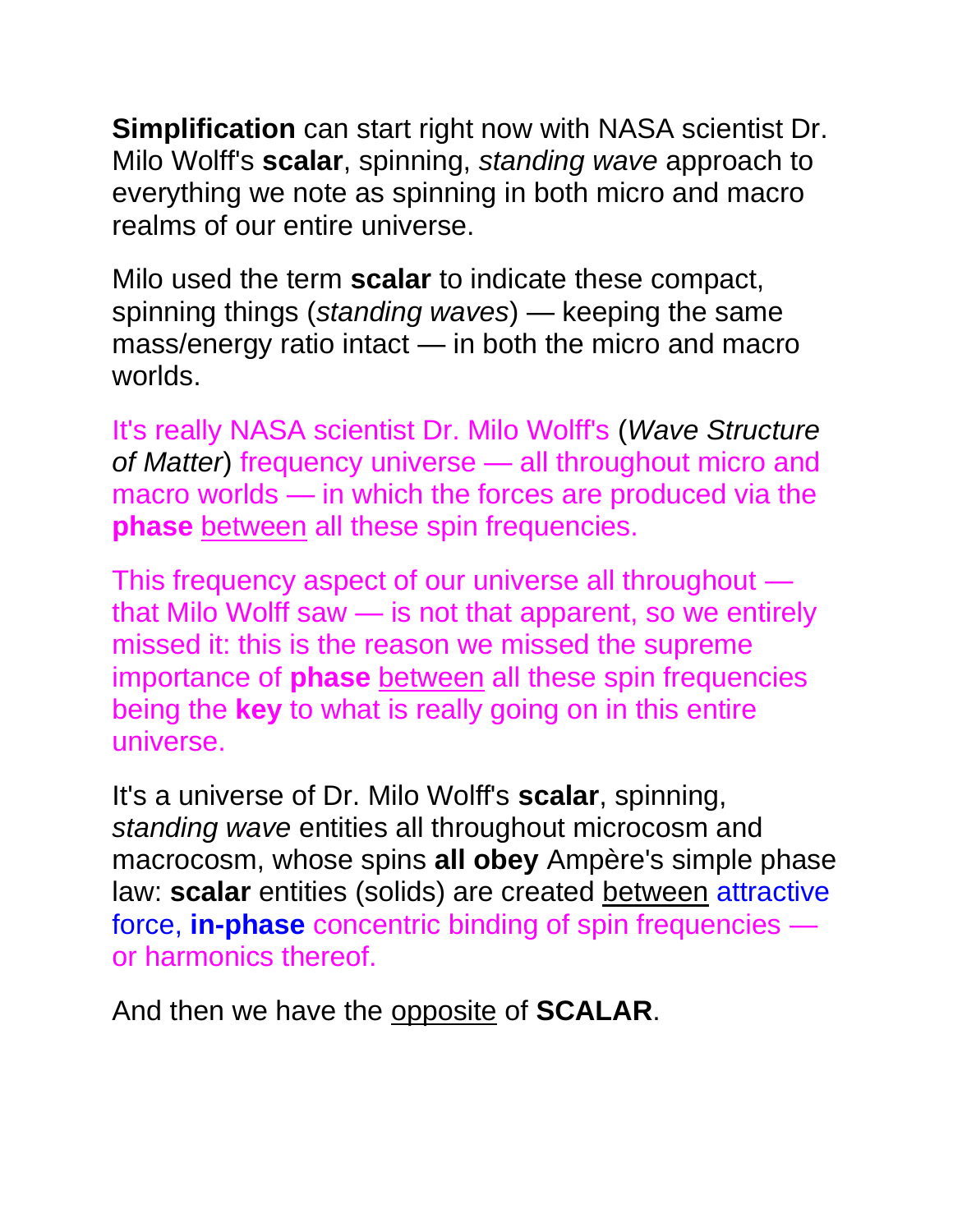**Simplification** can start right now with NASA scientist Dr. Milo Wolff's **scalar**, spinning, *standing wave* approach to everything we note as spinning in both micro and macro realms of our entire universe.

Milo used the term **scalar** to indicate these compact, spinning things (*standing waves*) — keeping the same mass/energy ratio intact — in both the micro and macro worlds.

It's really NASA scientist Dr. Milo Wolff's (*Wave Structure of Matter*) frequency universe — all throughout micro and macro worlds — in which the forces are produced via the **phase** between all these spin frequencies.

This frequency aspect of our universe all throughout — that Milo Wolff saw — is not that apparent, so we entirely missed it: this is the reason we missed the supreme importance of **phase** between all these spin frequencies being the **key** to what is really going on in this entire universe.

It's a universe of Dr. Milo Wolff's **scalar**, spinning, *standing wave* entities all throughout microcosm and macrocosm, whose spins **all obey** Ampère's simple phase law: **scalar** entities (solids) are created between attractive force, **in-phase** concentric binding of spin frequencies — or harmonics thereof.

And then we have the opposite of **SCALAR**.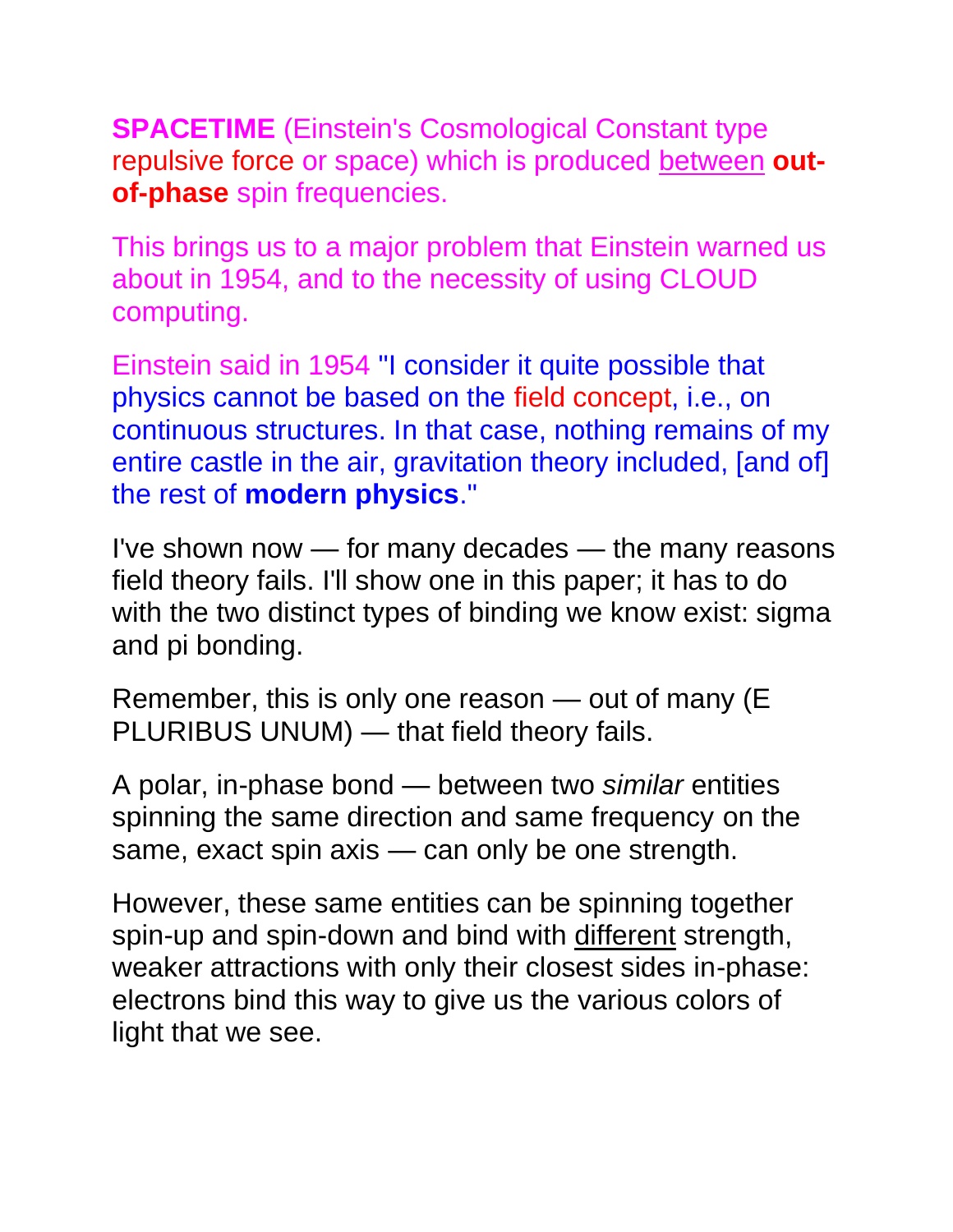**SPACETIME** (Einstein's Cosmological Constant type repulsive force or space) which is produced between **out-of-phase** spin frequencies.

This brings us to a major problem that Einstein warned us about in 1954, and to the necessity of using CLOUD computing.

Einstein said in 1954 "I consider it quite possible that physics cannot be based on the field concept, i.e., on continuous structures. In that case, nothing remains of my entire castle in the air, gravitation theory included, [and of] the rest of **modern physics**."

I've shown now — for many decades — the many reasons field theory fails. I'll show one in this paper; it has to do with the two distinct types of binding we know exist: sigma and pi bonding.

Remember, this is only one reason — out of many (E PLURIBUS UNUM) — that field theory fails.

A polar, in-phase bond — between two *similar* entities spinning the same direction and same frequency on the same, exact spin axis — can only be one strength.

However, these same entities can be spinning together spin-up and spin-down and bind with different strength, weaker attractions with only their closest sides in-phase: electrons bind this way to give us the various colors of light that we see.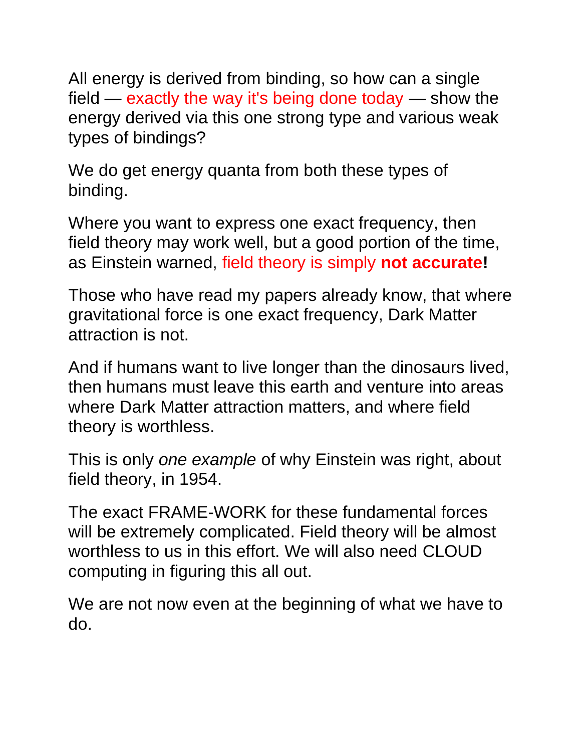All energy is derived from binding, so how can a single field — exactly the way it's being done today — show the energy derived via this one strong type and various weak types of bindings?

We do get energy quanta from both these types of binding.

Where you want to express one exact frequency, then field theory may work well, but a good portion of the time, as Einstein warned, field theory is simply **not accurate!**

Those who have read my papers already know, that where gravitational force is one exact frequency, Dark Matter attraction is not.

And if humans want to live longer than the dinosaurs lived, then humans must leave this earth and venture into areas where Dark Matter attraction matters, and where field theory is worthless.

This is only *one example* of why Einstein was right, about field theory, in 1954.

The exact FRAME-WORK for these fundamental forces will be extremely complicated. Field theory will be almost worthless to us in this effort. We will also need CLOUD computing in figuring this all out.

We are not now even at the beginning of what we have to do.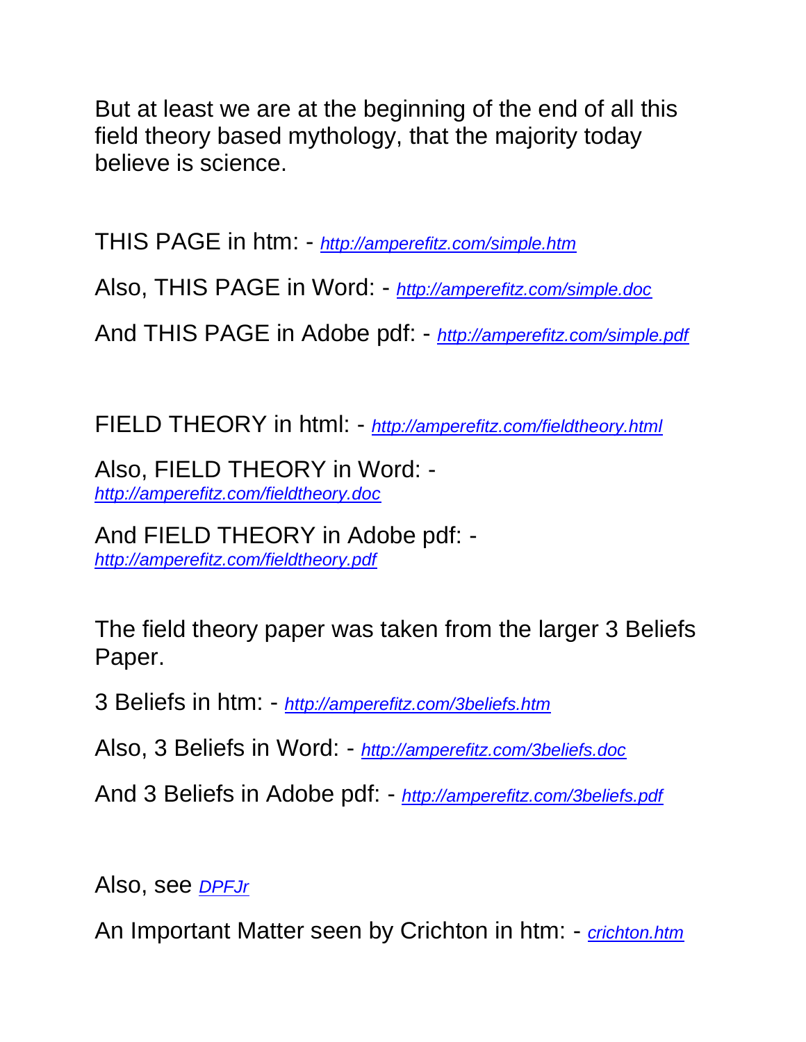But at least we are at the beginning of the end of all this field theory based mythology, that the majority today believe is science.

THIS PAGE in htm: - *http://amperefitz.com/simple.htm*

Also, THIS PAGE in Word: - *http://amperefitz.com/simple.doc*

And THIS PAGE in Adobe pdf: - *http://amperefitz.com/simple.pdf*

FIELD THEORY in html: - *http://amperefitz.com/fieldtheory.html*

Also, FIELD THEORY in Word: - *http://amperefitz.com/fieldtheory.doc*

And FIELD THEORY in Adobe pdf: - *http://amperefitz.com/fieldtheory.pdf*

The field theory paper was taken from the larger 3 Beliefs Paper.

3 Beliefs in htm: - *http://amperefitz.com/3beliefs.htm*

Also, 3 Beliefs in Word: - *http://amperefitz.com/3beliefs.doc*

And 3 Beliefs in Adobe pdf: - *http://amperefitz.com/3beliefs.pdf*

Also, see *DPFJr*

An Important Matter seen by Crichton in htm: - *crichton.htm*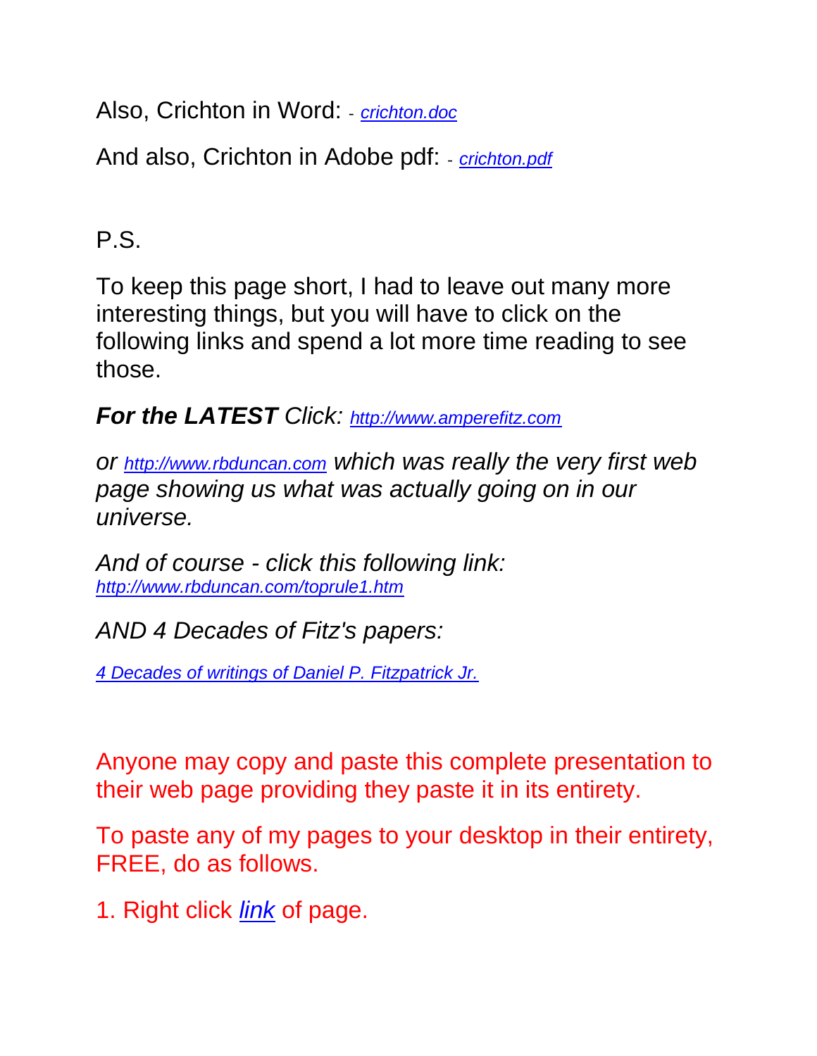Also, Crichton in Word: - *crichton.doc*

And also, Crichton in Adobe pdf: - *crichton.pdf*

P.S.

To keep this page short, I had to leave out many more interesting things, but you will have to click on the following links and spend a lot more time reading to see those.

***For the LATEST*** *Click: http://www.amperefitz.com*

*or http://www.rbduncan.com which was really the very first web page showing us what was actually going on in our universe.*

*And of course - click this following link:*
*http://www.rbduncan.com/toprule1.htm*

*AND 4 Decades of Fitz's papers:*

*4 Decades of writings of Daniel P. Fitzpatrick Jr.*

Anyone may copy and paste this complete presentation to their web page providing they paste it in its entirety.

To paste any of my pages to your desktop in their entirety, FREE, do as follows.

1. Right click *link* of page.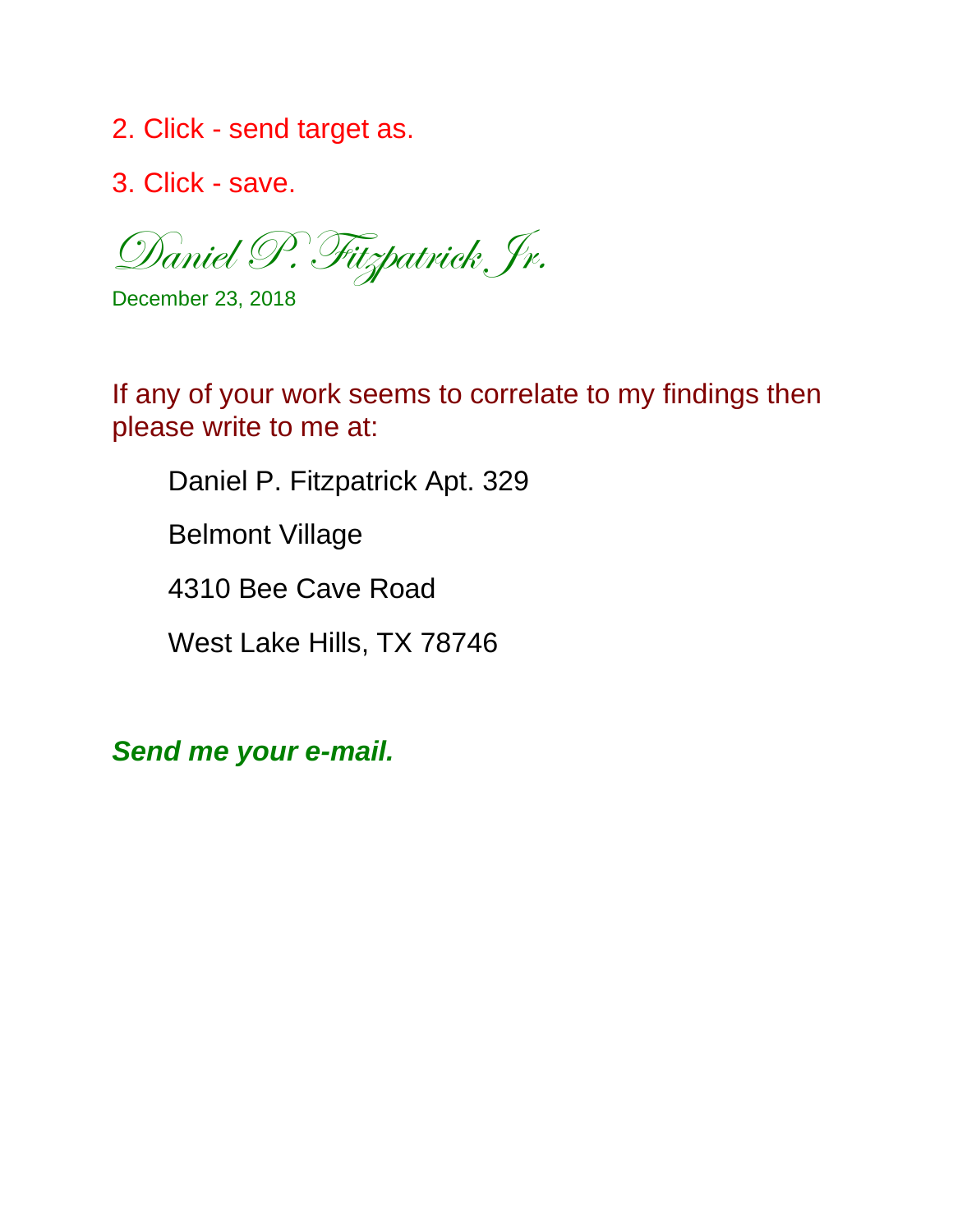2. Click - send target as.

3. Click - save.

*Daniel P. Fitzpatrick Jr.*

December 23, 2018

If any of your work seems to correlate to my findings then please write to me at:

Daniel P. Fitzpatrick Apt. 329

Belmont Village

4310 Bee Cave Road

West Lake Hills, TX 78746

***Send me your e-mail.***